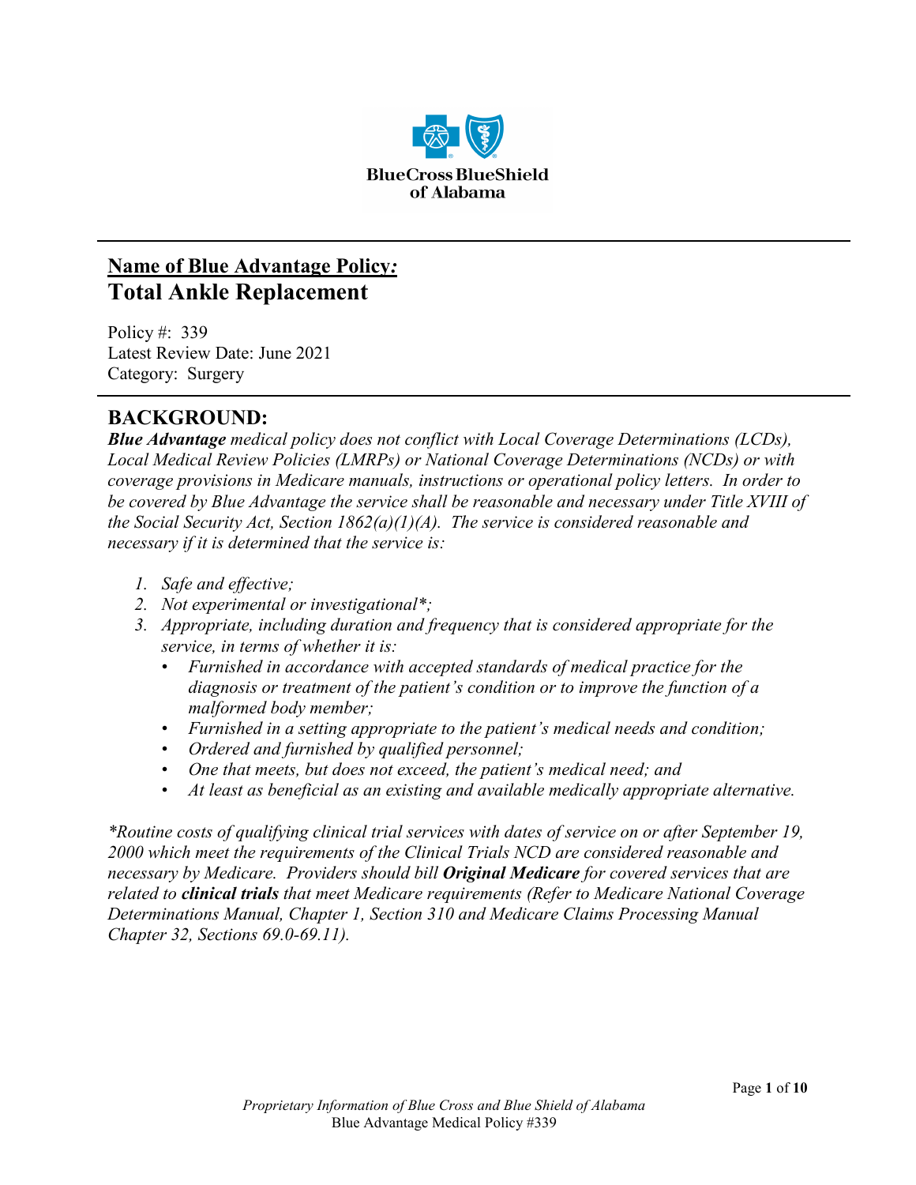## Name of Blue Advantage Policy:
# Total Ankle Replacement

Policy #: 339
Latest Review Date: June 2021
Category: Surgery

## BACKGROUND:

***Blue Advantage*** *medical policy does not conflict with Local Coverage Determinations (LCDs), Local Medical Review Policies (LMRPs) or National Coverage Determinations (NCDs) or with coverage provisions in Medicare manuals, instructions or operational policy letters. In order to be covered by Blue Advantage the service shall be reasonable and necessary under Title XVIII of the Social Security Act, Section 1862(a)(1)(A). The service is considered reasonable and necessary if it is determined that the service is:*

1. *Safe and effective;*
2. *Not experimental or investigational\*;*
3. *Appropriate, including duration and frequency that is considered appropriate for the service, in terms of whether it is:*
   - *Furnished in accordance with accepted standards of medical practice for the diagnosis or treatment of the patient's condition or to improve the function of a malformed body member;*
   - *Furnished in a setting appropriate to the patient's medical needs and condition;*
   - *Ordered and furnished by qualified personnel;*
   - *One that meets, but does not exceed, the patient's medical need; and*
   - *At least as beneficial as an existing and available medically appropriate alternative.*

*\*Routine costs of qualifying clinical trial services with dates of service on or after September 19, 2000 which meet the requirements of the Clinical Trials NCD are considered reasonable and necessary by Medicare. Providers should bill* ***Original Medicare*** *for covered services that are related to* ***clinical trials*** *that meet Medicare requirements (Refer to Medicare National Coverage Determinations Manual, Chapter 1, Section 310 and Medicare Claims Processing Manual Chapter 32, Sections 69.0-69.11).*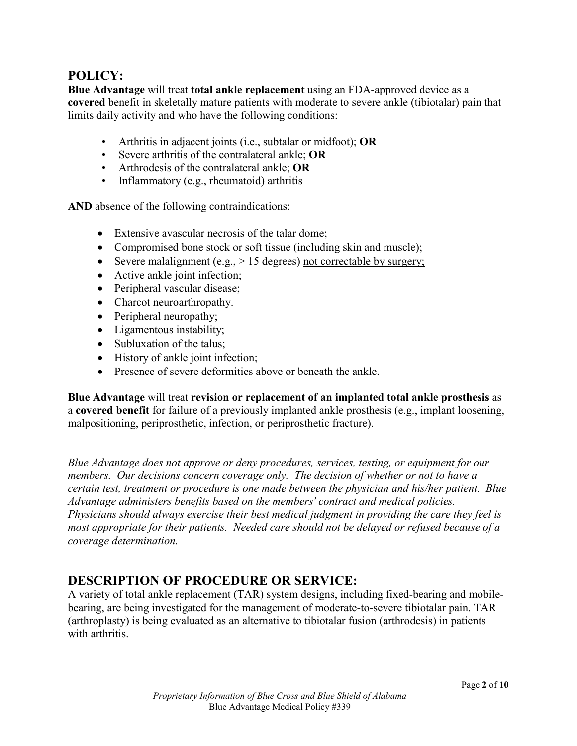## POLICY:

**Blue Advantage** will treat **total ankle replacement** using an FDA-approved device as a **covered** benefit in skeletally mature patients with moderate to severe ankle (tibiotalar) pain that limits daily activity and who have the following conditions:

- Arthritis in adjacent joints (i.e., subtalar or midfoot); **OR**
- Severe arthritis of the contralateral ankle; **OR**
- Arthrodesis of the contralateral ankle; **OR**
- Inflammatory (e.g., rheumatoid) arthritis

**AND** absence of the following contraindications:

- Extensive avascular necrosis of the talar dome;
- Compromised bone stock or soft tissue (including skin and muscle);
- Severe malalignment (e.g., > 15 degrees) <u>not correctable by surgery;</u>
- Active ankle joint infection;
- Peripheral vascular disease;
- Charcot neuroarthropathy.
- Peripheral neuropathy;
- Ligamentous instability;
- Subluxation of the talus;
- History of ankle joint infection;
- Presence of severe deformities above or beneath the ankle.

**Blue Advantage** will treat **revision or replacement of an implanted total ankle prosthesis** as a **covered benefit** for failure of a previously implanted ankle prosthesis (e.g., implant loosening, malpositioning, periprosthetic, infection, or periprosthetic fracture).

*Blue Advantage does not approve or deny procedures, services, testing, or equipment for our members. Our decisions concern coverage only. The decision of whether or not to have a certain test, treatment or procedure is one made between the physician and his/her patient. Blue Advantage administers benefits based on the members' contract and medical policies. Physicians should always exercise their best medical judgment in providing the care they feel is most appropriate for their patients. Needed care should not be delayed or refused because of a coverage determination.*

## DESCRIPTION OF PROCEDURE OR SERVICE:

A variety of total ankle replacement (TAR) system designs, including fixed-bearing and mobile-bearing, are being investigated for the management of moderate-to-severe tibiotalar pain. TAR (arthroplasty) is being evaluated as an alternative to tibiotalar fusion (arthrodesis) in patients with arthritis.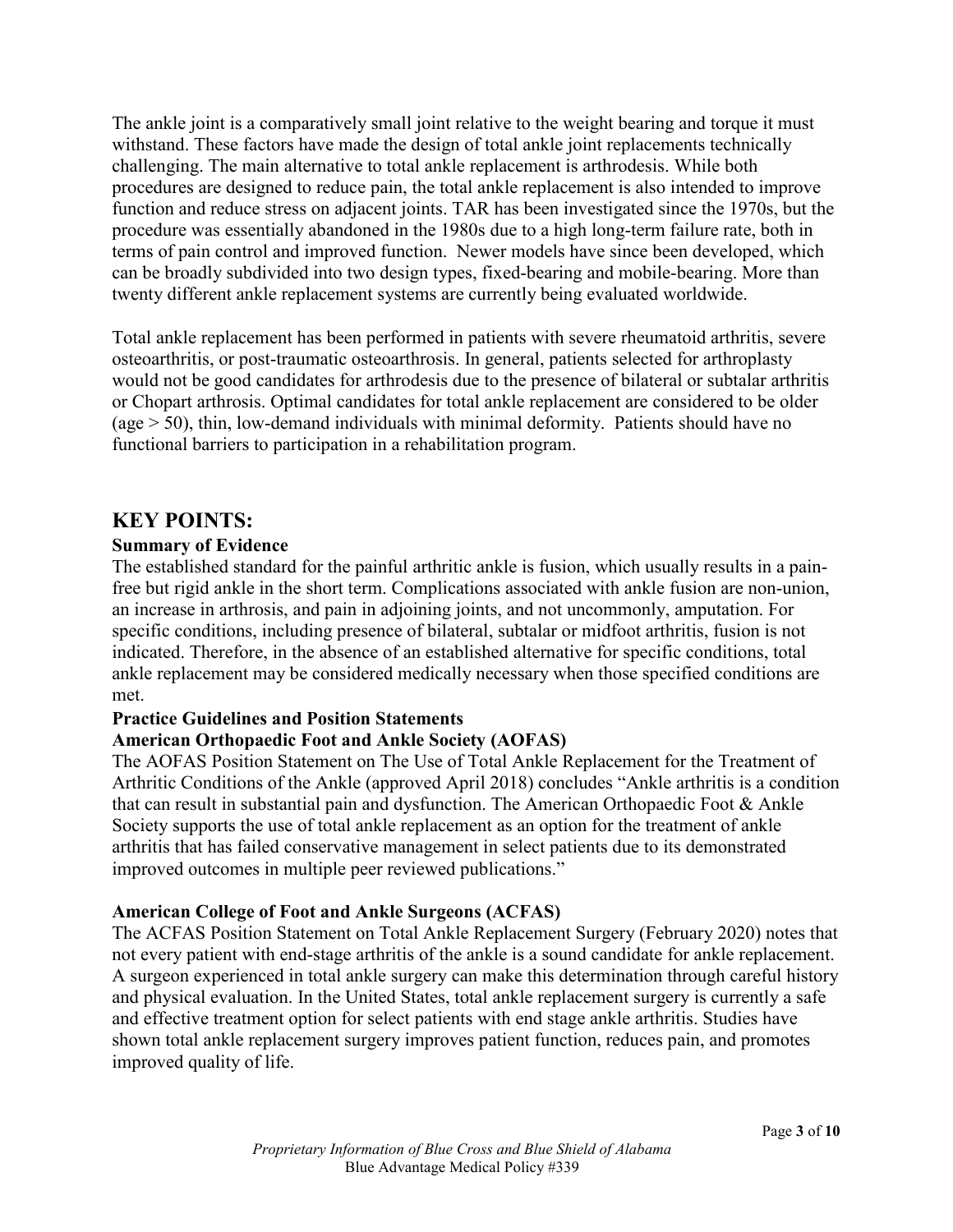The ankle joint is a comparatively small joint relative to the weight bearing and torque it must withstand. These factors have made the design of total ankle joint replacements technically challenging. The main alternative to total ankle replacement is arthrodesis. While both procedures are designed to reduce pain, the total ankle replacement is also intended to improve function and reduce stress on adjacent joints. TAR has been investigated since the 1970s, but the procedure was essentially abandoned in the 1980s due to a high long-term failure rate, both in terms of pain control and improved function. Newer models have since been developed, which can be broadly subdivided into two design types, fixed-bearing and mobile-bearing. More than twenty different ankle replacement systems are currently being evaluated worldwide.

Total ankle replacement has been performed in patients with severe rheumatoid arthritis, severe osteoarthritis, or post-traumatic osteoarthrosis. In general, patients selected for arthroplasty would not be good candidates for arthrodesis due to the presence of bilateral or subtalar arthritis or Chopart arthrosis. Optimal candidates for total ankle replacement are considered to be older (age > 50), thin, low-demand individuals with minimal deformity. Patients should have no functional barriers to participation in a rehabilitation program.

## KEY POINTS:

### Summary of Evidence

The established standard for the painful arthritic ankle is fusion, which usually results in a pain-free but rigid ankle in the short term. Complications associated with ankle fusion are non-union, an increase in arthrosis, and pain in adjoining joints, and not uncommonly, amputation. For specific conditions, including presence of bilateral, subtalar or midfoot arthritis, fusion is not indicated. Therefore, in the absence of an established alternative for specific conditions, total ankle replacement may be considered medically necessary when those specified conditions are met.

### Practice Guidelines and Position Statements

#### American Orthopaedic Foot and Ankle Society (AOFAS)

The AOFAS Position Statement on The Use of Total Ankle Replacement for the Treatment of Arthritic Conditions of the Ankle (approved April 2018) concludes "Ankle arthritis is a condition that can result in substantial pain and dysfunction. The American Orthopaedic Foot & Ankle Society supports the use of total ankle replacement as an option for the treatment of ankle arthritis that has failed conservative management in select patients due to its demonstrated improved outcomes in multiple peer reviewed publications."

#### American College of Foot and Ankle Surgeons (ACFAS)

The ACFAS Position Statement on Total Ankle Replacement Surgery (February 2020) notes that not every patient with end-stage arthritis of the ankle is a sound candidate for ankle replacement. A surgeon experienced in total ankle surgery can make this determination through careful history and physical evaluation. In the United States, total ankle replacement surgery is currently a safe and effective treatment option for select patients with end stage ankle arthritis. Studies have shown total ankle replacement surgery improves patient function, reduces pain, and promotes improved quality of life.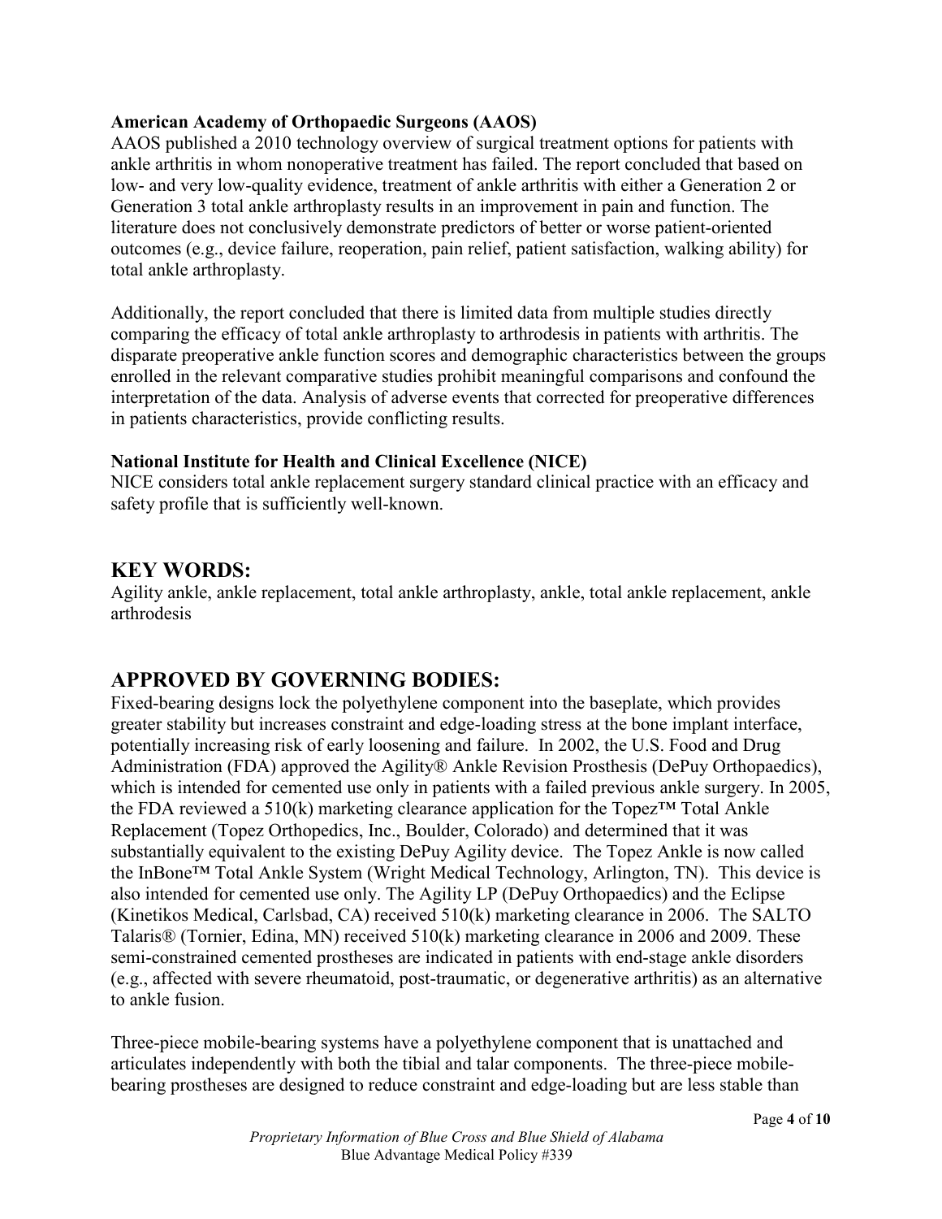**American Academy of Orthopaedic Surgeons (AAOS)**
AAOS published a 2010 technology overview of surgical treatment options for patients with ankle arthritis in whom nonoperative treatment has failed. The report concluded that based on low- and very low-quality evidence, treatment of ankle arthritis with either a Generation 2 or Generation 3 total ankle arthroplasty results in an improvement in pain and function. The literature does not conclusively demonstrate predictors of better or worse patient-oriented outcomes (e.g., device failure, reoperation, pain relief, patient satisfaction, walking ability) for total ankle arthroplasty.

Additionally, the report concluded that there is limited data from multiple studies directly comparing the efficacy of total ankle arthroplasty to arthrodesis in patients with arthritis. The disparate preoperative ankle function scores and demographic characteristics between the groups enrolled in the relevant comparative studies prohibit meaningful comparisons and confound the interpretation of the data. Analysis of adverse events that corrected for preoperative differences in patients characteristics, provide conflicting results.

**National Institute for Health and Clinical Excellence (NICE)**
NICE considers total ankle replacement surgery standard clinical practice with an efficacy and safety profile that is sufficiently well-known.

## KEY WORDS:

Agility ankle, ankle replacement, total ankle arthroplasty, ankle, total ankle replacement, ankle arthrodesis

## APPROVED BY GOVERNING BODIES:

Fixed-bearing designs lock the polyethylene component into the baseplate, which provides greater stability but increases constraint and edge-loading stress at the bone implant interface, potentially increasing risk of early loosening and failure. In 2002, the U.S. Food and Drug Administration (FDA) approved the Agility® Ankle Revision Prosthesis (DePuy Orthopaedics), which is intended for cemented use only in patients with a failed previous ankle surgery. In 2005, the FDA reviewed a 510(k) marketing clearance application for the Topez™ Total Ankle Replacement (Topez Orthopedics, Inc., Boulder, Colorado) and determined that it was substantially equivalent to the existing DePuy Agility device. The Topez Ankle is now called the InBone™ Total Ankle System (Wright Medical Technology, Arlington, TN). This device is also intended for cemented use only. The Agility LP (DePuy Orthopaedics) and the Eclipse (Kinetikos Medical, Carlsbad, CA) received 510(k) marketing clearance in 2006. The SALTO Talaris® (Tornier, Edina, MN) received 510(k) marketing clearance in 2006 and 2009. These semi-constrained cemented prostheses are indicated in patients with end-stage ankle disorders (e.g., affected with severe rheumatoid, post-traumatic, or degenerative arthritis) as an alternative to ankle fusion.

Three-piece mobile-bearing systems have a polyethylene component that is unattached and articulates independently with both the tibial and talar components. The three-piece mobile-bearing prostheses are designed to reduce constraint and edge-loading but are less stable than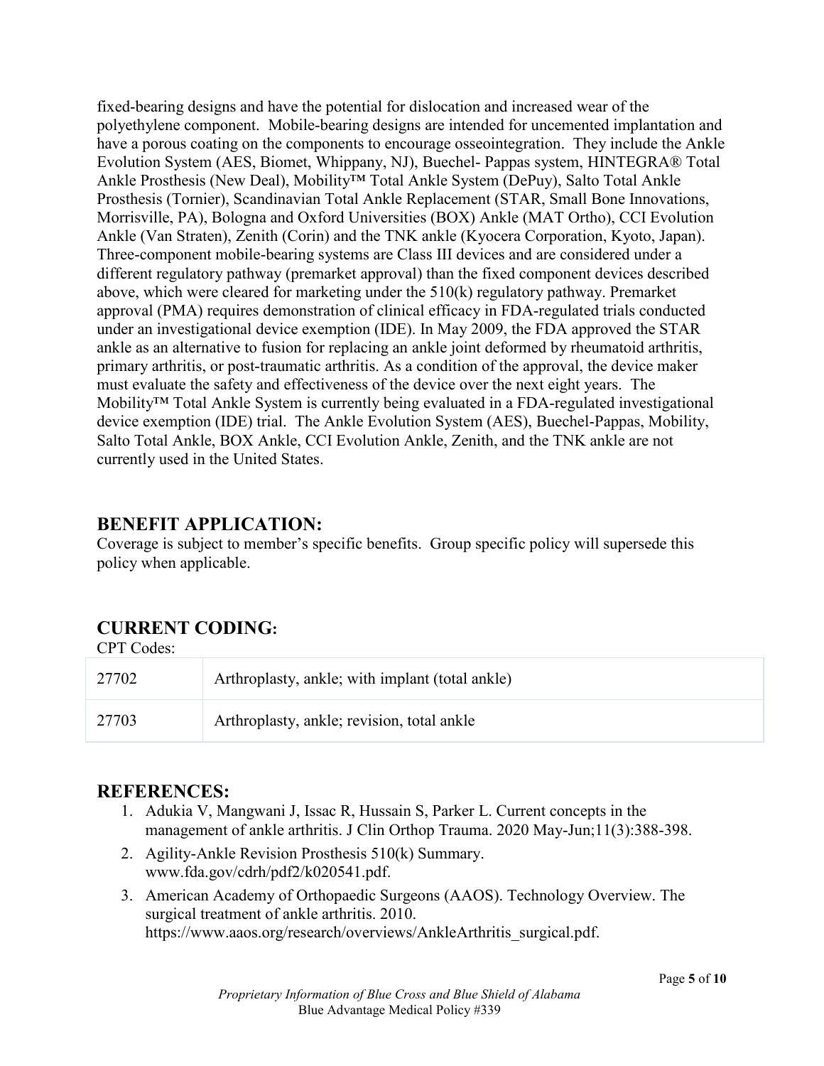fixed-bearing designs and have the potential for dislocation and increased wear of the polyethylene component. Mobile-bearing designs are intended for uncemented implantation and have a porous coating on the components to encourage osseointegration. They include the Ankle Evolution System (AES, Biomet, Whippany, NJ), Buechel- Pappas system, HINTEGRA® Total Ankle Prosthesis (New Deal), Mobility™ Total Ankle System (DePuy), Salto Total Ankle Prosthesis (Tornier), Scandinavian Total Ankle Replacement (STAR, Small Bone Innovations, Morrisville, PA), Bologna and Oxford Universities (BOX) Ankle (MAT Ortho), CCI Evolution Ankle (Van Straten), Zenith (Corin) and the TNK ankle (Kyocera Corporation, Kyoto, Japan). Three-component mobile-bearing systems are Class III devices and are considered under a different regulatory pathway (premarket approval) than the fixed component devices described above, which were cleared for marketing under the 510(k) regulatory pathway. Premarket approval (PMA) requires demonstration of clinical efficacy in FDA-regulated trials conducted under an investigational device exemption (IDE). In May 2009, the FDA approved the STAR ankle as an alternative to fusion for replacing an ankle joint deformed by rheumatoid arthritis, primary arthritis, or post-traumatic arthritis. As a condition of the approval, the device maker must evaluate the safety and effectiveness of the device over the next eight years. The Mobility™ Total Ankle System is currently being evaluated in a FDA-regulated investigational device exemption (IDE) trial. The Ankle Evolution System (AES), Buechel-Pappas, Mobility, Salto Total Ankle, BOX Ankle, CCI Evolution Ankle, Zenith, and the TNK ankle are not currently used in the United States.

## BENEFIT APPLICATION:

Coverage is subject to member's specific benefits. Group specific policy will supersede this policy when applicable.

## CURRENT CODING:

CPT Codes:

| 27702 | Arthroplasty, ankle; with implant (total ankle) |
|---|---|
| 27703 | Arthroplasty, ankle; revision, total ankle |

## REFERENCES:

1. Adukia V, Mangwani J, Issac R, Hussain S, Parker L. Current concepts in the management of ankle arthritis. J Clin Orthop Trauma. 2020 May-Jun;11(3):388-398.
2. Agility-Ankle Revision Prosthesis 510(k) Summary. www.fda.gov/cdrh/pdf2/k020541.pdf.
3. American Academy of Orthopaedic Surgeons (AAOS). Technology Overview. The surgical treatment of ankle arthritis. 2010. https://www.aaos.org/research/overviews/AnkleArthritis_surgical.pdf.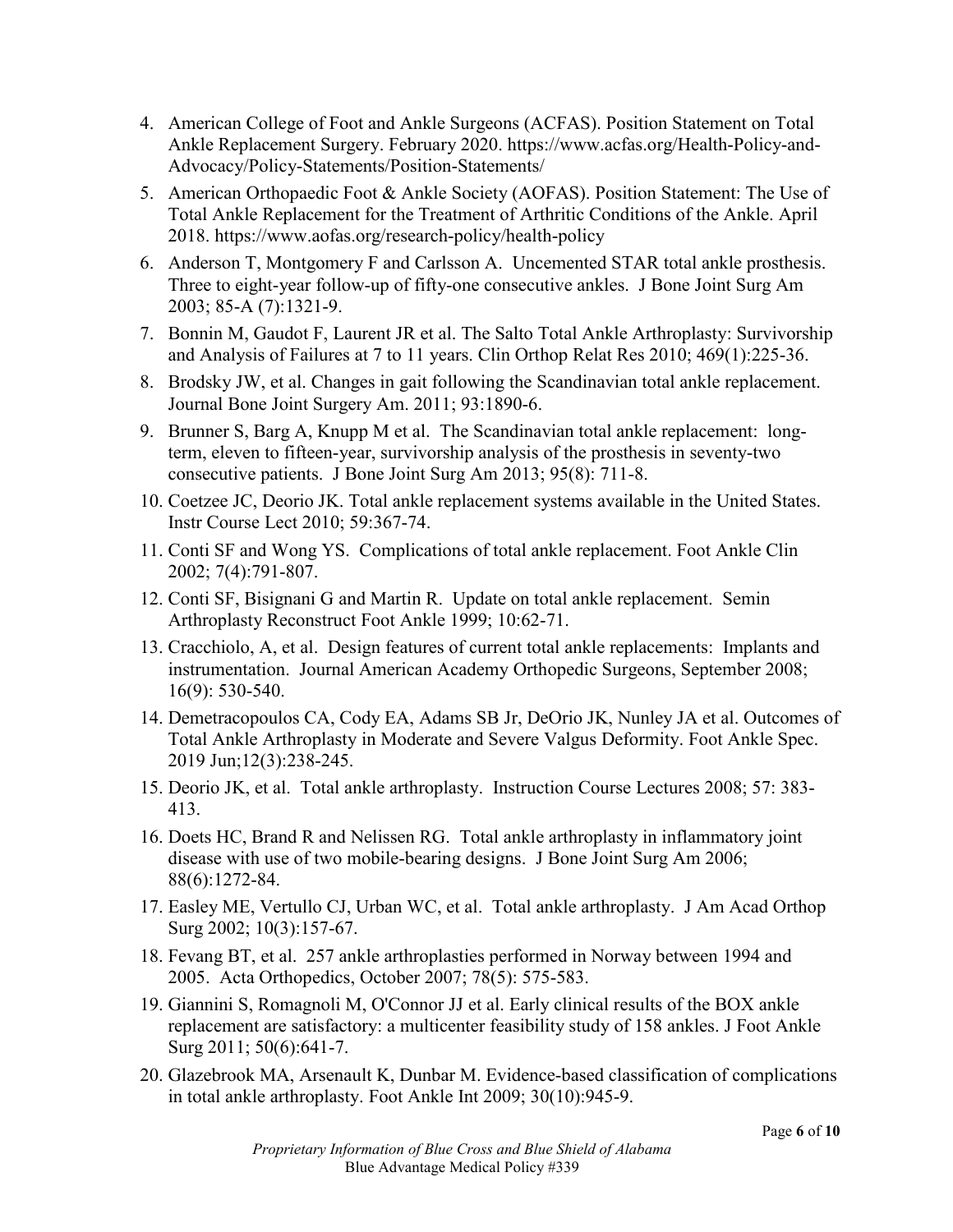4. American College of Foot and Ankle Surgeons (ACFAS). Position Statement on Total Ankle Replacement Surgery. February 2020. https://www.acfas.org/Health-Policy-and-Advocacy/Policy-Statements/Position-Statements/
5. American Orthopaedic Foot & Ankle Society (AOFAS). Position Statement: The Use of Total Ankle Replacement for the Treatment of Arthritic Conditions of the Ankle. April 2018. https://www.aofas.org/research-policy/health-policy
6. Anderson T, Montgomery F and Carlsson A. Uncemented STAR total ankle prosthesis. Three to eight-year follow-up of fifty-one consecutive ankles. J Bone Joint Surg Am 2003; 85-A (7):1321-9.
7. Bonnin M, Gaudot F, Laurent JR et al. The Salto Total Ankle Arthroplasty: Survivorship and Analysis of Failures at 7 to 11 years. Clin Orthop Relat Res 2010; 469(1):225-36.
8. Brodsky JW, et al. Changes in gait following the Scandinavian total ankle replacement. Journal Bone Joint Surgery Am. 2011; 93:1890-6.
9. Brunner S, Barg A, Knupp M et al. The Scandinavian total ankle replacement: long-term, eleven to fifteen-year, survivorship analysis of the prosthesis in seventy-two consecutive patients. J Bone Joint Surg Am 2013; 95(8): 711-8.
10. Coetzee JC, Deorio JK. Total ankle replacement systems available in the United States. Instr Course Lect 2010; 59:367-74.
11. Conti SF and Wong YS. Complications of total ankle replacement. Foot Ankle Clin 2002; 7(4):791-807.
12. Conti SF, Bisignani G and Martin R. Update on total ankle replacement. Semin Arthroplasty Reconstruct Foot Ankle 1999; 10:62-71.
13. Cracchiolo, A, et al. Design features of current total ankle replacements: Implants and instrumentation. Journal American Academy Orthopedic Surgeons, September 2008; 16(9): 530-540.
14. Demetracopoulos CA, Cody EA, Adams SB Jr, DeOrio JK, Nunley JA et al. Outcomes of Total Ankle Arthroplasty in Moderate and Severe Valgus Deformity. Foot Ankle Spec. 2019 Jun;12(3):238-245.
15. Deorio JK, et al. Total ankle arthroplasty. Instruction Course Lectures 2008; 57: 383-413.
16. Doets HC, Brand R and Nelissen RG. Total ankle arthroplasty in inflammatory joint disease with use of two mobile-bearing designs. J Bone Joint Surg Am 2006; 88(6):1272-84.
17. Easley ME, Vertullo CJ, Urban WC, et al. Total ankle arthroplasty. J Am Acad Orthop Surg 2002; 10(3):157-67.
18. Fevang BT, et al. 257 ankle arthroplasties performed in Norway between 1994 and 2005. Acta Orthopedics, October 2007; 78(5): 575-583.
19. Giannini S, Romagnoli M, O'Connor JJ et al. Early clinical results of the BOX ankle replacement are satisfactory: a multicenter feasibility study of 158 ankles. J Foot Ankle Surg 2011; 50(6):641-7.
20. Glazebrook MA, Arsenault K, Dunbar M. Evidence-based classification of complications in total ankle arthroplasty. Foot Ankle Int 2009; 30(10):945-9.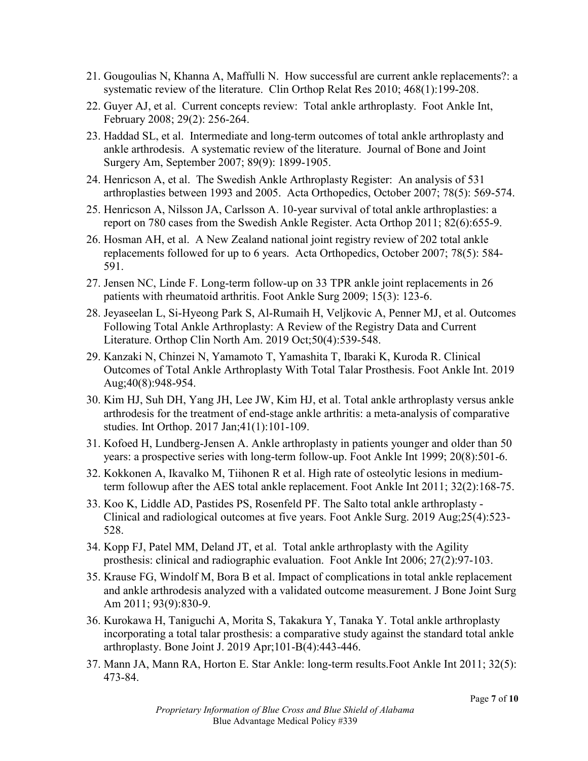21. Gougoulias N, Khanna A, Maffulli N. How successful are current ankle replacements?: a systematic review of the literature. Clin Orthop Relat Res 2010; 468(1):199-208.
22. Guyer AJ, et al. Current concepts review: Total ankle arthroplasty. Foot Ankle Int, February 2008; 29(2): 256-264.
23. Haddad SL, et al. Intermediate and long-term outcomes of total ankle arthroplasty and ankle arthrodesis. A systematic review of the literature. Journal of Bone and Joint Surgery Am, September 2007; 89(9): 1899-1905.
24. Henricson A, et al. The Swedish Ankle Arthroplasty Register: An analysis of 531 arthroplasties between 1993 and 2005. Acta Orthopedics, October 2007; 78(5): 569-574.
25. Henricson A, Nilsson JA, Carlsson A. 10-year survival of total ankle arthroplasties: a report on 780 cases from the Swedish Ankle Register. Acta Orthop 2011; 82(6):655-9.
26. Hosman AH, et al. A New Zealand national joint registry review of 202 total ankle replacements followed for up to 6 years. Acta Orthopedics, October 2007; 78(5): 584-591.
27. Jensen NC, Linde F. Long-term follow-up on 33 TPR ankle joint replacements in 26 patients with rheumatoid arthritis. Foot Ankle Surg 2009; 15(3): 123-6.
28. Jeyaseelan L, Si-Hyeong Park S, Al-Rumaih H, Veljkovic A, Penner MJ, et al. Outcomes Following Total Ankle Arthroplasty: A Review of the Registry Data and Current Literature. Orthop Clin North Am. 2019 Oct;50(4):539-548.
29. Kanzaki N, Chinzei N, Yamamoto T, Yamashita T, Ibaraki K, Kuroda R. Clinical Outcomes of Total Ankle Arthroplasty With Total Talar Prosthesis. Foot Ankle Int. 2019 Aug;40(8):948-954.
30. Kim HJ, Suh DH, Yang JH, Lee JW, Kim HJ, et al. Total ankle arthroplasty versus ankle arthrodesis for the treatment of end-stage ankle arthritis: a meta-analysis of comparative studies. Int Orthop. 2017 Jan;41(1):101-109.
31. Kofoed H, Lundberg-Jensen A. Ankle arthroplasty in patients younger and older than 50 years: a prospective series with long-term follow-up. Foot Ankle Int 1999; 20(8):501-6.
32. Kokkonen A, Ikavalko M, Tiihonen R et al. High rate of osteolytic lesions in medium-term followup after the AES total ankle replacement. Foot Ankle Int 2011; 32(2):168-75.
33. Koo K, Liddle AD, Pastides PS, Rosenfeld PF. The Salto total ankle arthroplasty - Clinical and radiological outcomes at five years. Foot Ankle Surg. 2019 Aug;25(4):523-528.
34. Kopp FJ, Patel MM, Deland JT, et al. Total ankle arthroplasty with the Agility prosthesis: clinical and radiographic evaluation. Foot Ankle Int 2006; 27(2):97-103.
35. Krause FG, Windolf M, Bora B et al. Impact of complications in total ankle replacement and ankle arthrodesis analyzed with a validated outcome measurement. J Bone Joint Surg Am 2011; 93(9):830-9.
36. Kurokawa H, Taniguchi A, Morita S, Takakura Y, Tanaka Y. Total ankle arthroplasty incorporating a total talar prosthesis: a comparative study against the standard total ankle arthroplasty. Bone Joint J. 2019 Apr;101-B(4):443-446.
37. Mann JA, Mann RA, Horton E. Star Ankle: long-term results.Foot Ankle Int 2011; 32(5): 473-84.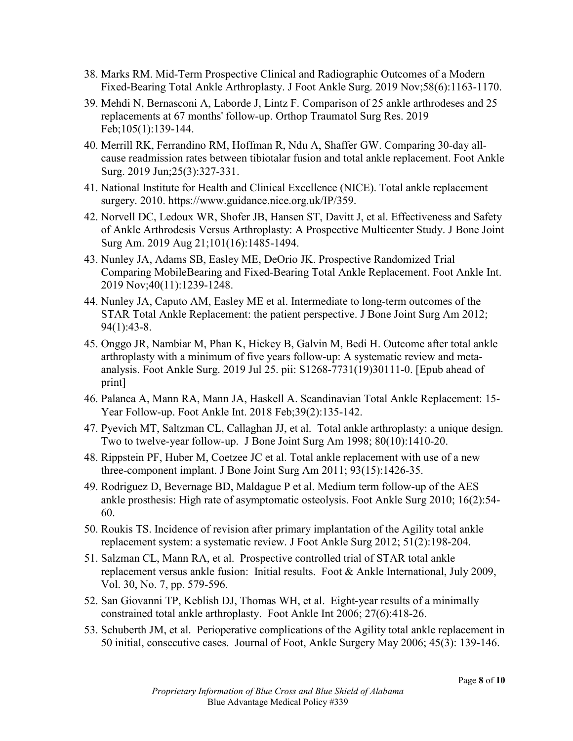38. Marks RM. Mid-Term Prospective Clinical and Radiographic Outcomes of a Modern Fixed-Bearing Total Ankle Arthroplasty. J Foot Ankle Surg. 2019 Nov;58(6):1163-1170.
39. Mehdi N, Bernasconi A, Laborde J, Lintz F. Comparison of 25 ankle arthrodeses and 25 replacements at 67 months' follow-up. Orthop Traumatol Surg Res. 2019 Feb;105(1):139-144.
40. Merrill RK, Ferrandino RM, Hoffman R, Ndu A, Shaffer GW. Comparing 30-day all-cause readmission rates between tibiotalar fusion and total ankle replacement. Foot Ankle Surg. 2019 Jun;25(3):327-331.
41. National Institute for Health and Clinical Excellence (NICE). Total ankle replacement surgery. 2010. https://www.guidance.nice.org.uk/IP/359.
42. Norvell DC, Ledoux WR, Shofer JB, Hansen ST, Davitt J, et al. Effectiveness and Safety of Ankle Arthrodesis Versus Arthroplasty: A Prospective Multicenter Study. J Bone Joint Surg Am. 2019 Aug 21;101(16):1485-1494.
43. Nunley JA, Adams SB, Easley ME, DeOrio JK. Prospective Randomized Trial Comparing MobileBearing and Fixed-Bearing Total Ankle Replacement. Foot Ankle Int. 2019 Nov;40(11):1239-1248.
44. Nunley JA, Caputo AM, Easley ME et al. Intermediate to long-term outcomes of the STAR Total Ankle Replacement: the patient perspective. J Bone Joint Surg Am 2012; 94(1):43-8.
45. Onggo JR, Nambiar M, Phan K, Hickey B, Galvin M, Bedi H. Outcome after total ankle arthroplasty with a minimum of five years follow-up: A systematic review and meta-analysis. Foot Ankle Surg. 2019 Jul 25. pii: S1268-7731(19)30111-0. [Epub ahead of print]
46. Palanca A, Mann RA, Mann JA, Haskell A. Scandinavian Total Ankle Replacement: 15-Year Follow-up. Foot Ankle Int. 2018 Feb;39(2):135-142.
47. Pyevich MT, Saltzman CL, Callaghan JJ, et al. Total ankle arthroplasty: a unique design. Two to twelve-year follow-up. J Bone Joint Surg Am 1998; 80(10):1410-20.
48. Rippstein PF, Huber M, Coetzee JC et al. Total ankle replacement with use of a new three-component implant. J Bone Joint Surg Am 2011; 93(15):1426-35.
49. Rodriguez D, Bevernage BD, Maldague P et al. Medium term follow-up of the AES ankle prosthesis: High rate of asymptomatic osteolysis. Foot Ankle Surg 2010; 16(2):54-60.
50. Roukis TS. Incidence of revision after primary implantation of the Agility total ankle replacement system: a systematic review. J Foot Ankle Surg 2012; 51(2):198-204.
51. Salzman CL, Mann RA, et al. Prospective controlled trial of STAR total ankle replacement versus ankle fusion: Initial results. Foot & Ankle International, July 2009, Vol. 30, No. 7, pp. 579-596.
52. San Giovanni TP, Keblish DJ, Thomas WH, et al. Eight-year results of a minimally constrained total ankle arthroplasty. Foot Ankle Int 2006; 27(6):418-26.
53. Schuberth JM, et al. Perioperative complications of the Agility total ankle replacement in 50 initial, consecutive cases. Journal of Foot, Ankle Surgery May 2006; 45(3): 139-146.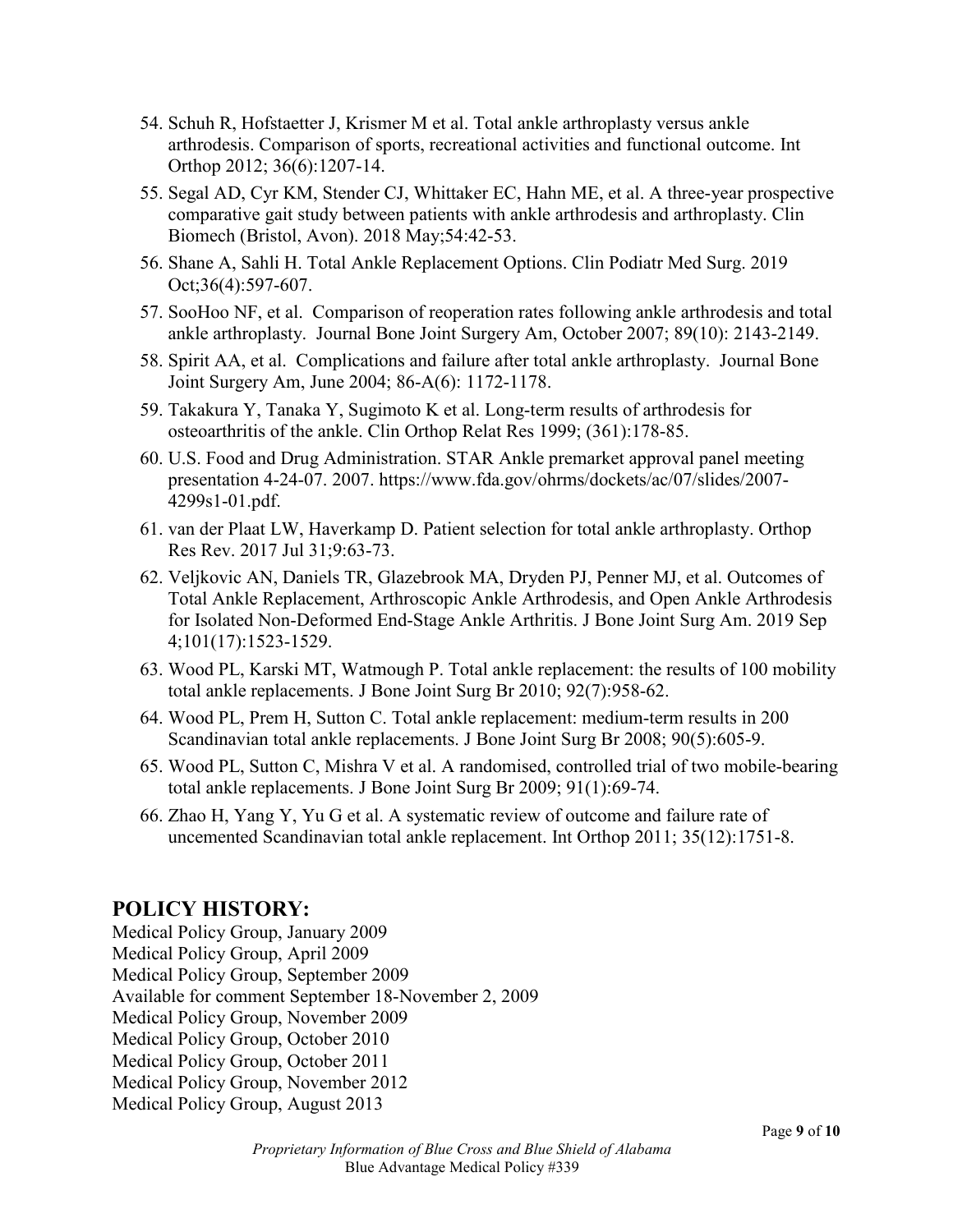54. Schuh R, Hofstaetter J, Krismer M et al. Total ankle arthroplasty versus ankle arthrodesis. Comparison of sports, recreational activities and functional outcome. Int Orthop 2012; 36(6):1207-14.
55. Segal AD, Cyr KM, Stender CJ, Whittaker EC, Hahn ME, et al. A three-year prospective comparative gait study between patients with ankle arthrodesis and arthroplasty. Clin Biomech (Bristol, Avon). 2018 May;54:42-53.
56. Shane A, Sahli H. Total Ankle Replacement Options. Clin Podiatr Med Surg. 2019 Oct;36(4):597-607.
57. SooHoo NF, et al. Comparison of reoperation rates following ankle arthrodesis and total ankle arthroplasty. Journal Bone Joint Surgery Am, October 2007; 89(10): 2143-2149.
58. Spirit AA, et al. Complications and failure after total ankle arthroplasty. Journal Bone Joint Surgery Am, June 2004; 86-A(6): 1172-1178.
59. Takakura Y, Tanaka Y, Sugimoto K et al. Long-term results of arthrodesis for osteoarthritis of the ankle. Clin Orthop Relat Res 1999; (361):178-85.
60. U.S. Food and Drug Administration. STAR Ankle premarket approval panel meeting presentation 4-24-07. 2007. https://www.fda.gov/ohrms/dockets/ac/07/slides/2007-4299s1-01.pdf.
61. van der Plaat LW, Haverkamp D. Patient selection for total ankle arthroplasty. Orthop Res Rev. 2017 Jul 31;9:63-73.
62. Veljkovic AN, Daniels TR, Glazebrook MA, Dryden PJ, Penner MJ, et al. Outcomes of Total Ankle Replacement, Arthroscopic Ankle Arthrodesis, and Open Ankle Arthrodesis for Isolated Non-Deformed End-Stage Ankle Arthritis. J Bone Joint Surg Am. 2019 Sep 4;101(17):1523-1529.
63. Wood PL, Karski MT, Watmough P. Total ankle replacement: the results of 100 mobility total ankle replacements. J Bone Joint Surg Br 2010; 92(7):958-62.
64. Wood PL, Prem H, Sutton C. Total ankle replacement: medium-term results in 200 Scandinavian total ankle replacements. J Bone Joint Surg Br 2008; 90(5):605-9.
65. Wood PL, Sutton C, Mishra V et al. A randomised, controlled trial of two mobile-bearing total ankle replacements. J Bone Joint Surg Br 2009; 91(1):69-74.
66. Zhao H, Yang Y, Yu G et al. A systematic review of outcome and failure rate of uncemented Scandinavian total ankle replacement. Int Orthop 2011; 35(12):1751-8.

## POLICY HISTORY:

Medical Policy Group, January 2009
Medical Policy Group, April 2009
Medical Policy Group, September 2009
Available for comment September 18-November 2, 2009
Medical Policy Group, November 2009
Medical Policy Group, October 2010
Medical Policy Group, October 2011
Medical Policy Group, November 2012
Medical Policy Group, August 2013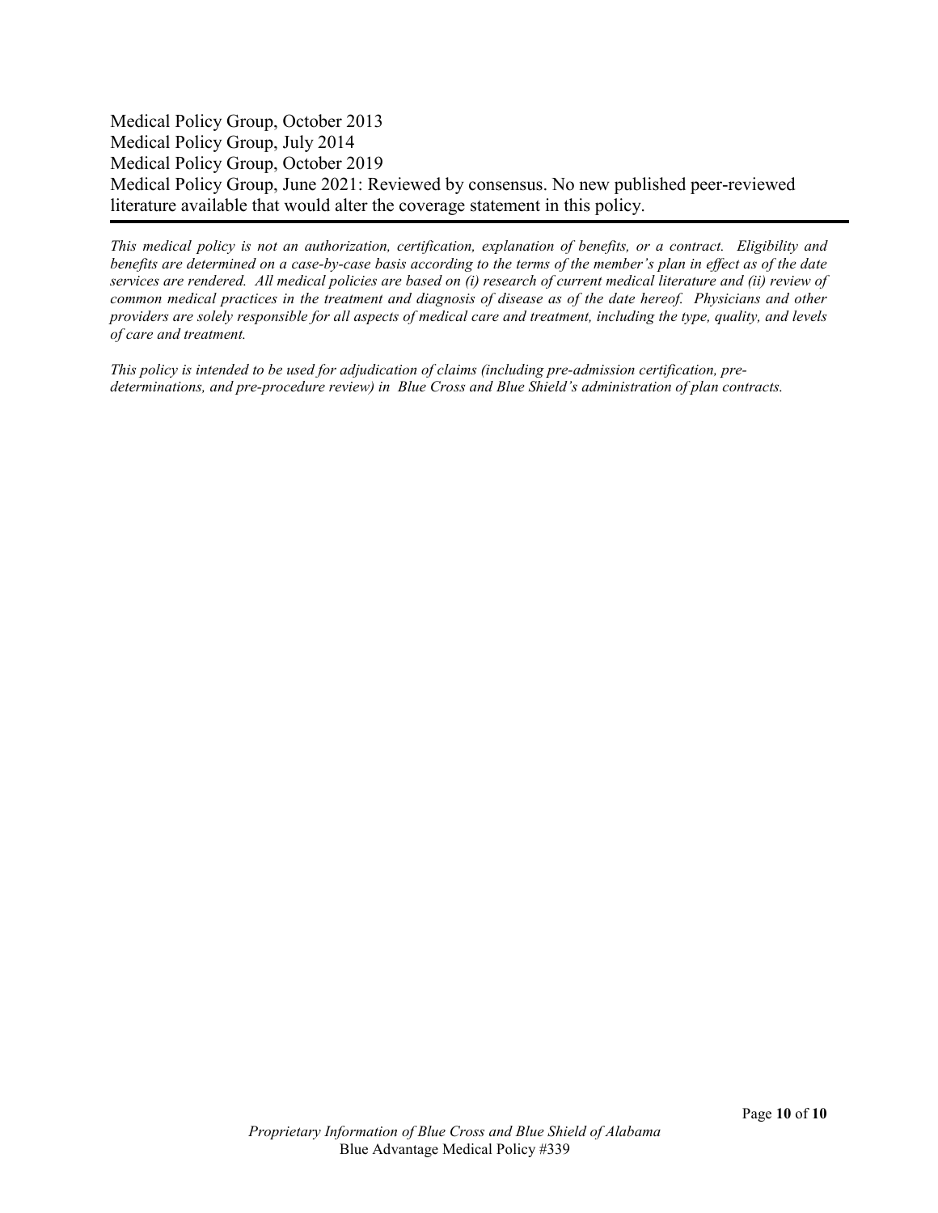Medical Policy Group, October 2013
Medical Policy Group, July 2014
Medical Policy Group, October 2019
Medical Policy Group, June 2021: Reviewed by consensus. No new published peer-reviewed literature available that would alter the coverage statement in this policy.

---

*This medical policy is not an authorization, certification, explanation of benefits, or a contract. Eligibility and benefits are determined on a case-by-case basis according to the terms of the member's plan in effect as of the date services are rendered. All medical policies are based on (i) research of current medical literature and (ii) review of common medical practices in the treatment and diagnosis of disease as of the date hereof. Physicians and other providers are solely responsible for all aspects of medical care and treatment, including the type, quality, and levels of care and treatment.*

*This policy is intended to be used for adjudication of claims (including pre-admission certification, pre-determinations, and pre-procedure review) in Blue Cross and Blue Shield's administration of plan contracts.*